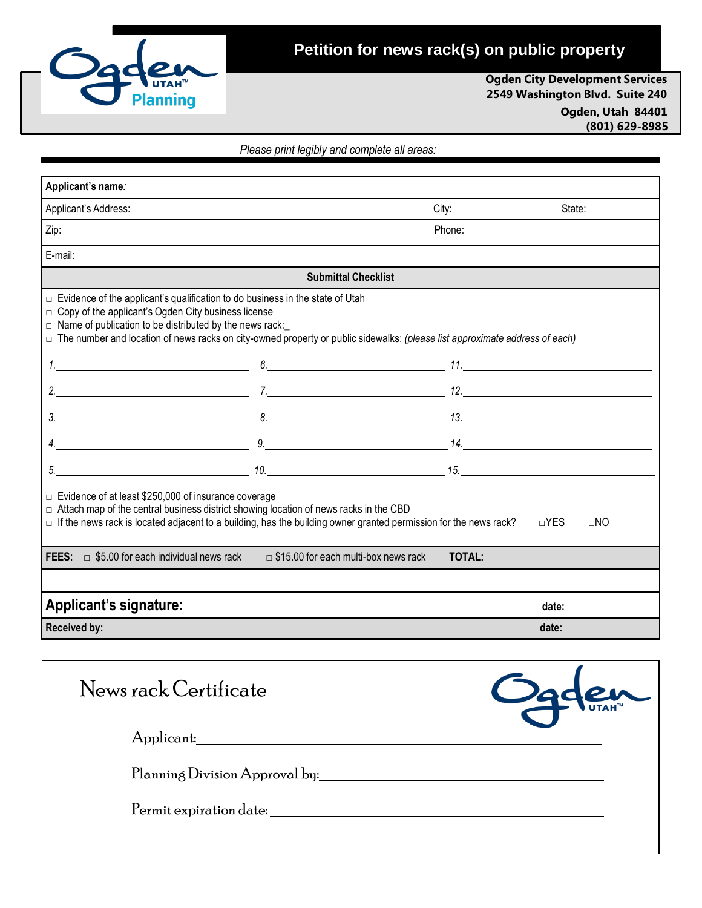Ogden UTAH Planning

# Petition for news rack(s) on public property

**Ogden City Development Services**
**2549 Washington Blvd. Suite 240**
**Ogden, Utah 84401**
**(801) 629-8985**

*Please print legibly and complete all areas:*

| | | |
|---|---|---|
| **Applicant's name***:* | | |
| Applicant's Address: | City: | State: |
| Zip: | Phone: | |
| E-mail: | | |

**Submittal Checklist**

- □ Evidence of the applicant's qualification to do business in the state of Utah
- □ Copy of the applicant's Ogden City business license
- □ Name of publication to be distributed by the news rack:\_\_\_\_\_\_\_\_\_\_
- □ The number and location of news racks on city-owned property or public sidewalks: *(please list approximate address of each)*

| | | |
|---|---|---|
| *1.* | *6.* | *11.* |
| *2.* | *7.* | *12.* |
| *3.* | *8.* | *13.* |
| *4.* | *9.* | *14.* |
| *5.* | *10.* | *15.* |

- □ Evidence of at least $250,000 of insurance coverage
- □ Attach map of the central business district showing location of news racks in the CBD
- □ If the news rack is located adjacent to a building, has the building owner granted permission for the news rack? □YES □NO

**FEES:** □ $5.00 for each individual news rack □ $15.00 for each multi-box news rack **TOTAL:**

| | |
|---|---|
| **Applicant's signature:** | **date:** |
| **Received by:** | **date:** |

## News rack Certificate

Ogden UTAH

Applicant:\_\_\_\_\_\_\_\_\_\_\_\_\_\_\_\_\_\_\_\_

Planning Division Approval by:\_\_\_\_\_\_\_\_\_\_\_\_\_\_\_\_\_\_\_\_

Permit expiration date:\_\_\_\_\_\_\_\_\_\_\_\_\_\_\_\_\_\_\_\_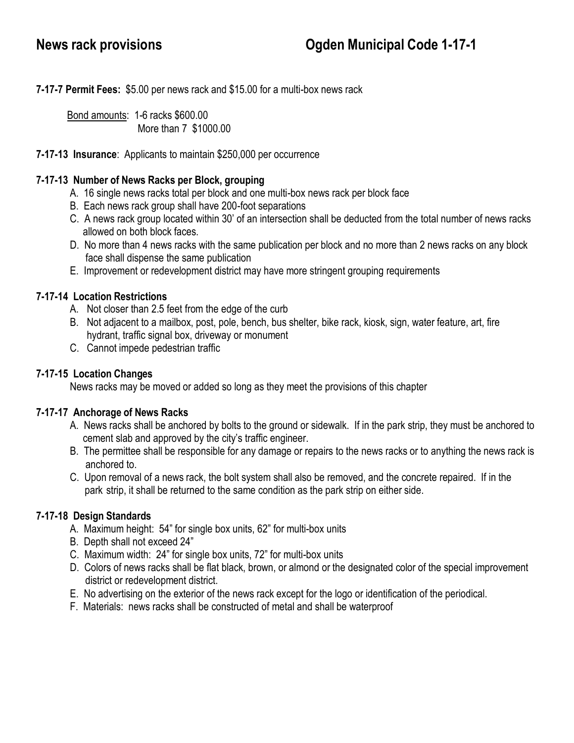# News rack provisions    Ogden Municipal Code 1-17-1

**7-17-7 Permit Fees:** $5.00 per news rack and $15.00 for a multi-box news rack

Bond amounts: 1-6 racks $600.00
More than 7 $1000.00

**7-17-13 Insurance**: Applicants to maintain $250,000 per occurrence

**7-17-13 Number of News Racks per Block, grouping**

A. 16 single news racks total per block and one multi-box news rack per block face
B. Each news rack group shall have 200-foot separations
C. A news rack group located within 30' of an intersection shall be deducted from the total number of news racks allowed on both block faces.
D. No more than 4 news racks with the same publication per block and no more than 2 news racks on any block face shall dispense the same publication
E. Improvement or redevelopment district may have more stringent grouping requirements

**7-17-14 Location Restrictions**

A. Not closer than 2.5 feet from the edge of the curb
B. Not adjacent to a mailbox, post, pole, bench, bus shelter, bike rack, kiosk, sign, water feature, art, fire hydrant, traffic signal box, driveway or monument
C. Cannot impede pedestrian traffic

**7-17-15 Location Changes**

News racks may be moved or added so long as they meet the provisions of this chapter

**7-17-17 Anchorage of News Racks**

A. News racks shall be anchored by bolts to the ground or sidewalk. If in the park strip, they must be anchored to cement slab and approved by the city's traffic engineer.
B. The permittee shall be responsible for any damage or repairs to the news racks or to anything the news rack is anchored to.
C. Upon removal of a news rack, the bolt system shall also be removed, and the concrete repaired. If in the park strip, it shall be returned to the same condition as the park strip on either side.

**7-17-18 Design Standards**

A. Maximum height: 54" for single box units, 62" for multi-box units
B. Depth shall not exceed 24"
C. Maximum width: 24" for single box units, 72" for multi-box units
D. Colors of news racks shall be flat black, brown, or almond or the designated color of the special improvement district or redevelopment district.
E. No advertising on the exterior of the news rack except for the logo or identification of the periodical.
F. Materials: news racks shall be constructed of metal and shall be waterproof